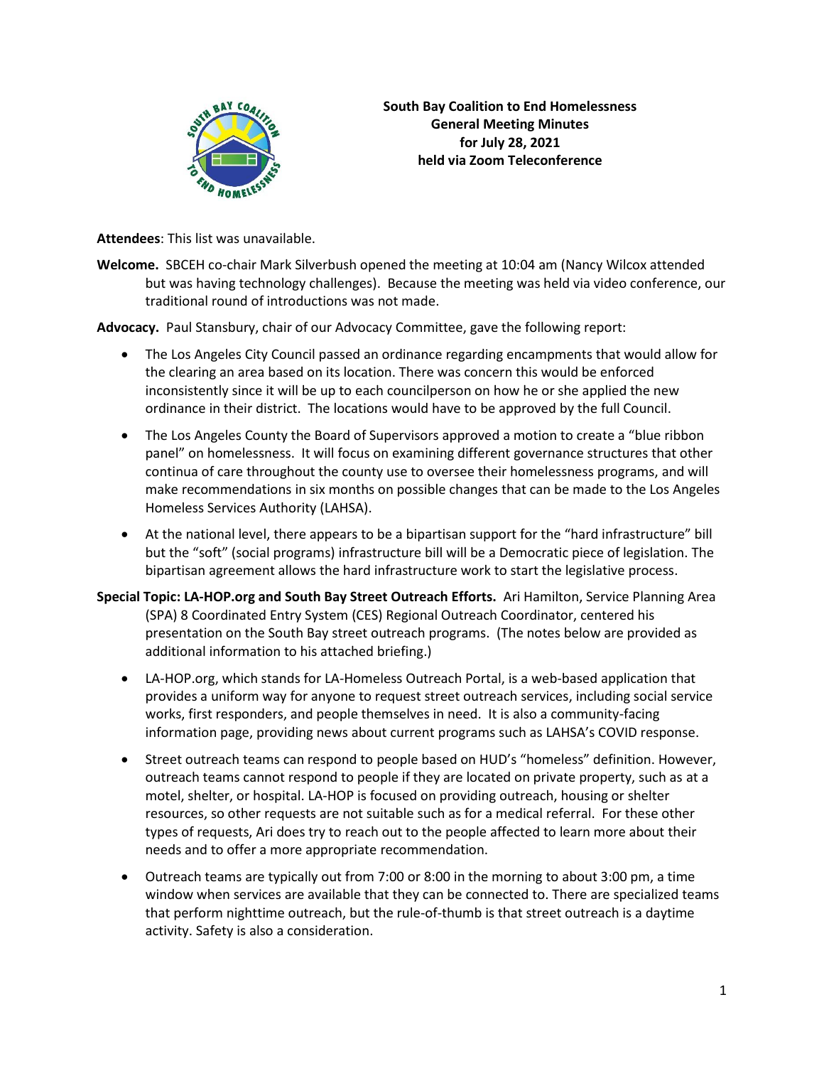**South Bay Coalition to End Homelessness**
**General Meeting Minutes**
**for July 28, 2021**
**held via Zoom Teleconference**

**Attendees**: This list was unavailable.

**Welcome.** SBCEH co-chair Mark Silverbush opened the meeting at 10:04 am (Nancy Wilcox attended but was having technology challenges). Because the meeting was held via video conference, our traditional round of introductions was not made.

**Advocacy.** Paul Stansbury, chair of our Advocacy Committee, gave the following report:

- The Los Angeles City Council passed an ordinance regarding encampments that would allow for the clearing an area based on its location. There was concern this would be enforced inconsistently since it will be up to each councilperson on how he or she applied the new ordinance in their district. The locations would have to be approved by the full Council.
- The Los Angeles County the Board of Supervisors approved a motion to create a "blue ribbon panel" on homelessness. It will focus on examining different governance structures that other continua of care throughout the county use to oversee their homelessness programs, and will make recommendations in six months on possible changes that can be made to the Los Angeles Homeless Services Authority (LAHSA).
- At the national level, there appears to be a bipartisan support for the "hard infrastructure" bill but the "soft" (social programs) infrastructure bill will be a Democratic piece of legislation. The bipartisan agreement allows the hard infrastructure work to start the legislative process.

**Special Topic: LA-HOP.org and South Bay Street Outreach Efforts.** Ari Hamilton, Service Planning Area (SPA) 8 Coordinated Entry System (CES) Regional Outreach Coordinator, centered his presentation on the South Bay street outreach programs. (The notes below are provided as additional information to his attached briefing.)

- LA-HOP.org, which stands for LA-Homeless Outreach Portal, is a web-based application that provides a uniform way for anyone to request street outreach services, including social service works, first responders, and people themselves in need. It is also a community-facing information page, providing news about current programs such as LAHSA's COVID response.
- Street outreach teams can respond to people based on HUD's "homeless" definition. However, outreach teams cannot respond to people if they are located on private property, such as at a motel, shelter, or hospital. LA-HOP is focused on providing outreach, housing or shelter resources, so other requests are not suitable such as for a medical referral. For these other types of requests, Ari does try to reach out to the people affected to learn more about their needs and to offer a more appropriate recommendation.
- Outreach teams are typically out from 7:00 or 8:00 in the morning to about 3:00 pm, a time window when services are available that they can be connected to. There are specialized teams that perform nighttime outreach, but the rule-of-thumb is that street outreach is a daytime activity. Safety is also a consideration.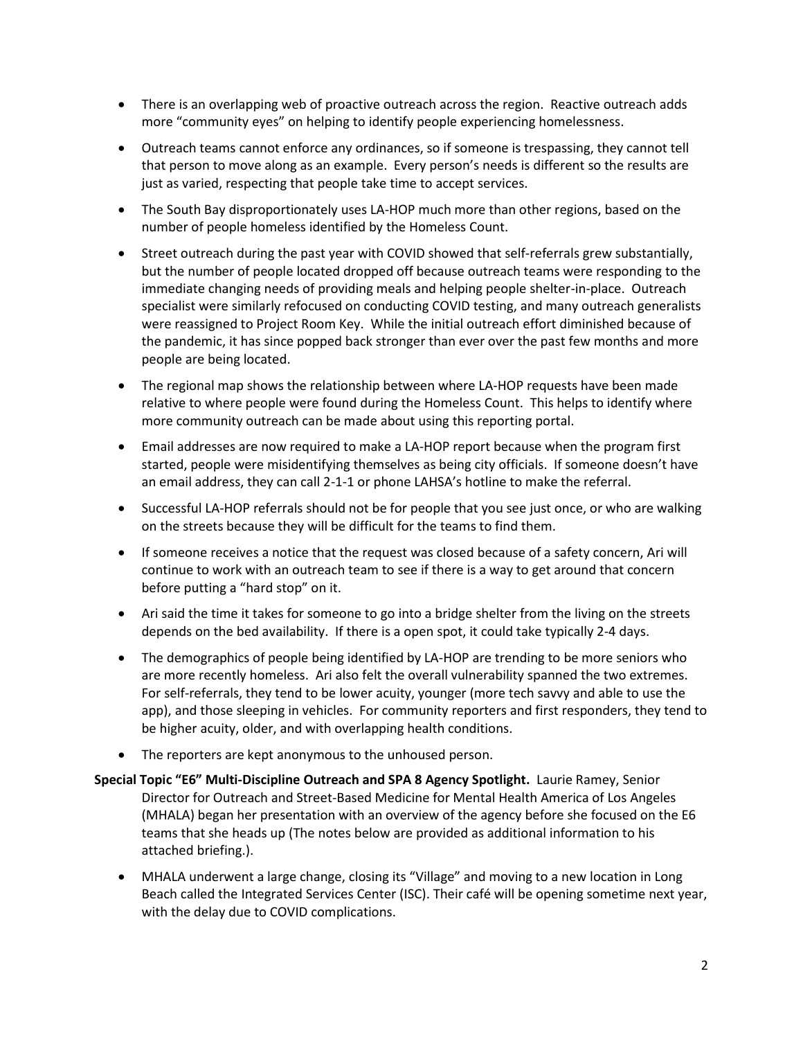- There is an overlapping web of proactive outreach across the region. Reactive outreach adds more "community eyes" on helping to identify people experiencing homelessness.
- Outreach teams cannot enforce any ordinances, so if someone is trespassing, they cannot tell that person to move along as an example. Every person's needs is different so the results are just as varied, respecting that people take time to accept services.
- The South Bay disproportionately uses LA-HOP much more than other regions, based on the number of people homeless identified by the Homeless Count.
- Street outreach during the past year with COVID showed that self-referrals grew substantially, but the number of people located dropped off because outreach teams were responding to the immediate changing needs of providing meals and helping people shelter-in-place. Outreach specialist were similarly refocused on conducting COVID testing, and many outreach generalists were reassigned to Project Room Key. While the initial outreach effort diminished because of the pandemic, it has since popped back stronger than ever over the past few months and more people are being located.
- The regional map shows the relationship between where LA-HOP requests have been made relative to where people were found during the Homeless Count. This helps to identify where more community outreach can be made about using this reporting portal.
- Email addresses are now required to make a LA-HOP report because when the program first started, people were misidentifying themselves as being city officials. If someone doesn't have an email address, they can call 2-1-1 or phone LAHSA's hotline to make the referral.
- Successful LA-HOP referrals should not be for people that you see just once, or who are walking on the streets because they will be difficult for the teams to find them.
- If someone receives a notice that the request was closed because of a safety concern, Ari will continue to work with an outreach team to see if there is a way to get around that concern before putting a "hard stop" on it.
- Ari said the time it takes for someone to go into a bridge shelter from the living on the streets depends on the bed availability. If there is a open spot, it could take typically 2-4 days.
- The demographics of people being identified by LA-HOP are trending to be more seniors who are more recently homeless. Ari also felt the overall vulnerability spanned the two extremes. For self-referrals, they tend to be lower acuity, younger (more tech savvy and able to use the app), and those sleeping in vehicles. For community reporters and first responders, they tend to be higher acuity, older, and with overlapping health conditions.
- The reporters are kept anonymous to the unhoused person.

**Special Topic "E6" Multi-Discipline Outreach and SPA 8 Agency Spotlight.** Laurie Ramey, Senior Director for Outreach and Street-Based Medicine for Mental Health America of Los Angeles (MHALA) began her presentation with an overview of the agency before she focused on the E6 teams that she heads up (The notes below are provided as additional information to his attached briefing.).

- MHALA underwent a large change, closing its "Village" and moving to a new location in Long Beach called the Integrated Services Center (ISC). Their café will be opening sometime next year, with the delay due to COVID complications.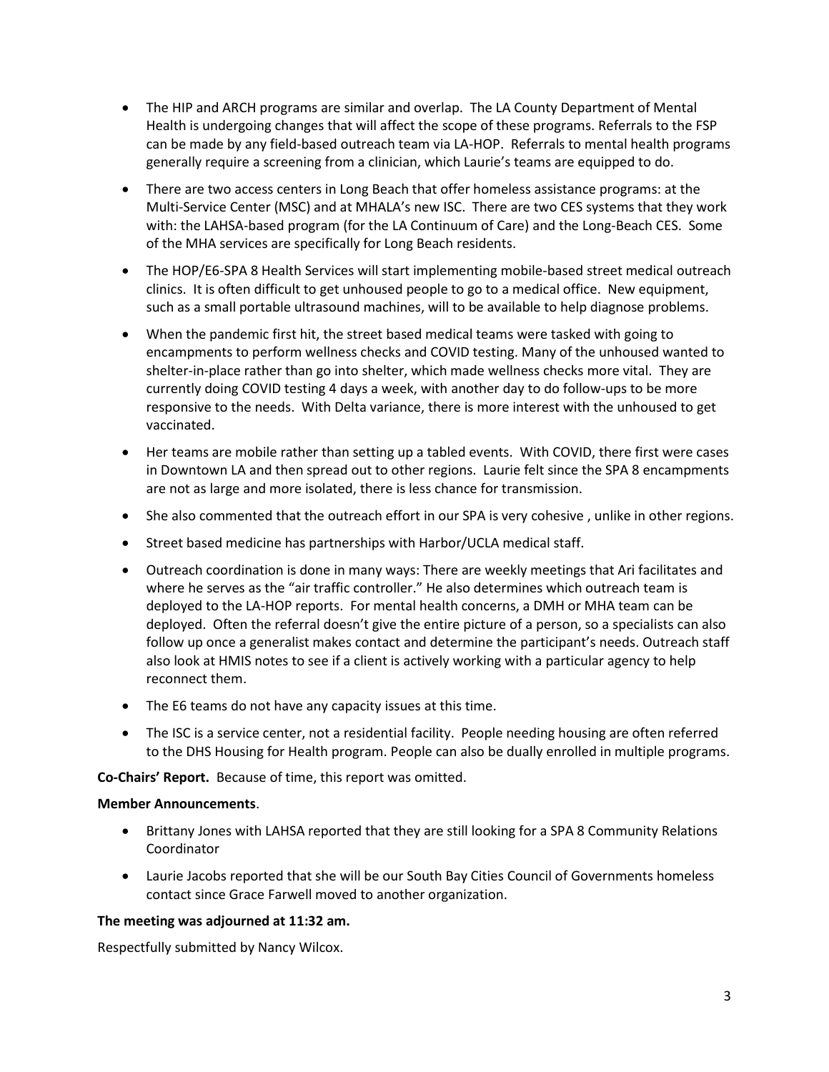- The HIP and ARCH programs are similar and overlap. The LA County Department of Mental Health is undergoing changes that will affect the scope of these programs. Referrals to the FSP can be made by any field-based outreach team via LA-HOP. Referrals to mental health programs generally require a screening from a clinician, which Laurie's teams are equipped to do.
- There are two access centers in Long Beach that offer homeless assistance programs: at the Multi-Service Center (MSC) and at MHALA's new ISC. There are two CES systems that they work with: the LAHSA-based program (for the LA Continuum of Care) and the Long-Beach CES. Some of the MHA services are specifically for Long Beach residents.
- The HOP/E6-SPA 8 Health Services will start implementing mobile-based street medical outreach clinics. It is often difficult to get unhoused people to go to a medical office. New equipment, such as a small portable ultrasound machines, will to be available to help diagnose problems.
- When the pandemic first hit, the street based medical teams were tasked with going to encampments to perform wellness checks and COVID testing. Many of the unhoused wanted to shelter-in-place rather than go into shelter, which made wellness checks more vital. They are currently doing COVID testing 4 days a week, with another day to do follow-ups to be more responsive to the needs. With Delta variance, there is more interest with the unhoused to get vaccinated.
- Her teams are mobile rather than setting up a tabled events. With COVID, there first were cases in Downtown LA and then spread out to other regions. Laurie felt since the SPA 8 encampments are not as large and more isolated, there is less chance for transmission.
- She also commented that the outreach effort in our SPA is very cohesive , unlike in other regions.
- Street based medicine has partnerships with Harbor/UCLA medical staff.
- Outreach coordination is done in many ways: There are weekly meetings that Ari facilitates and where he serves as the "air traffic controller." He also determines which outreach team is deployed to the LA-HOP reports. For mental health concerns, a DMH or MHA team can be deployed. Often the referral doesn't give the entire picture of a person, so a specialists can also follow up once a generalist makes contact and determine the participant's needs. Outreach staff also look at HMIS notes to see if a client is actively working with a particular agency to help reconnect them.
- The E6 teams do not have any capacity issues at this time.
- The ISC is a service center, not a residential facility. People needing housing are often referred to the DHS Housing for Health program. People can also be dually enrolled in multiple programs.

**Co-Chairs' Report.** Because of time, this report was omitted.

**Member Announcements**.

- Brittany Jones with LAHSA reported that they are still looking for a SPA 8 Community Relations Coordinator
- Laurie Jacobs reported that she will be our South Bay Cities Council of Governments homeless contact since Grace Farwell moved to another organization.

**The meeting was adjourned at 11:32 am.**

Respectfully submitted by Nancy Wilcox.